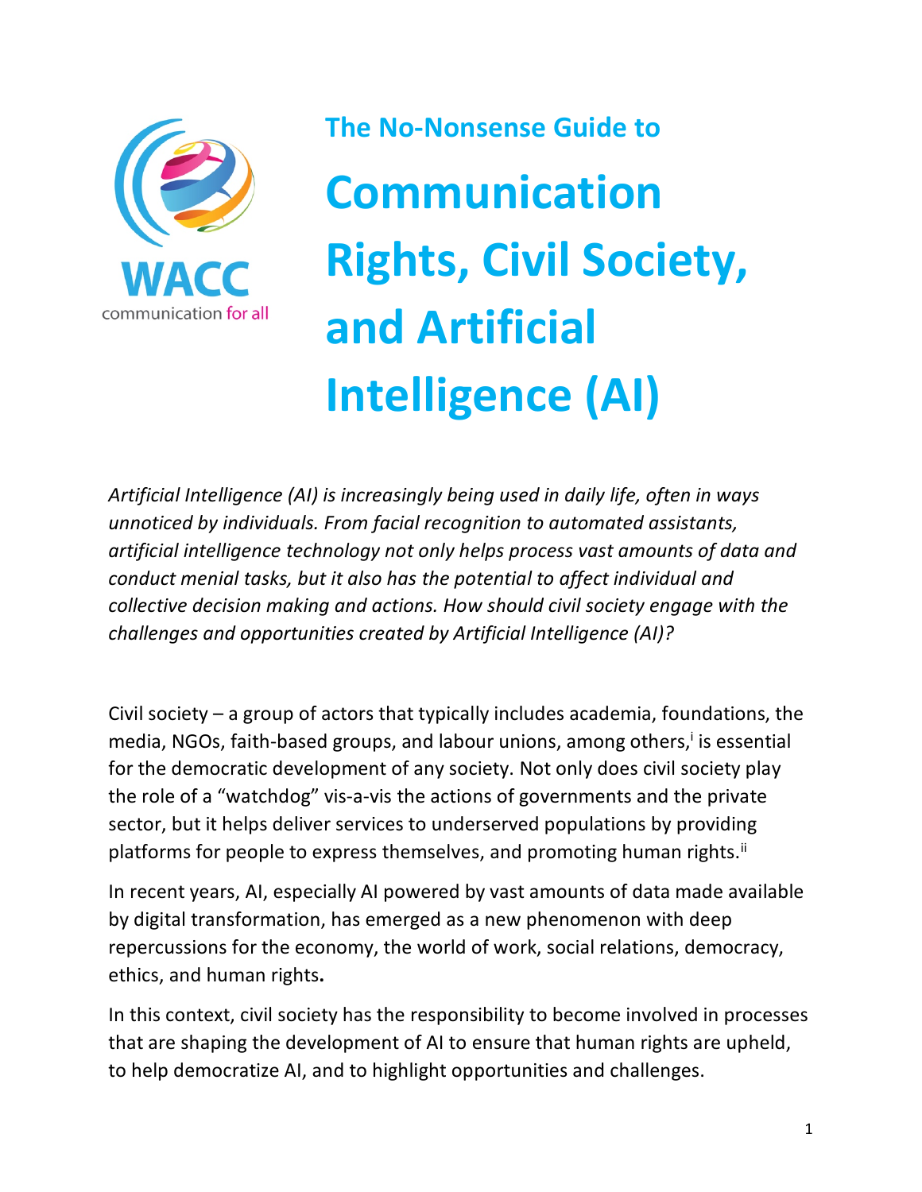WACC
communication for all

## The No-Nonsense Guide to

# Communication Rights, Civil Society, and Artificial Intelligence (AI)

*Artificial Intelligence (AI) is increasingly being used in daily life, often in ways unnoticed by individuals. From facial recognition to automated assistants, artificial intelligence technology not only helps process vast amounts of data and conduct menial tasks, but it also has the potential to affect individual and collective decision making and actions. How should civil society engage with the challenges and opportunities created by Artificial Intelligence (AI)?*

Civil society – a group of actors that typically includes academia, foundations, the media, NGOs, faith-based groups, and labour unions, among others,[i] is essential for the democratic development of any society. Not only does civil society play the role of a "watchdog" vis-a-vis the actions of governments and the private sector, but it helps deliver services to underserved populations by providing platforms for people to express themselves, and promoting human rights.[ii]

In recent years, AI, especially AI powered by vast amounts of data made available by digital transformation, has emerged as a new phenomenon with deep repercussions for the economy, the world of work, social relations, democracy, ethics, and human rights**.**

In this context, civil society has the responsibility to become involved in processes that are shaping the development of AI to ensure that human rights are upheld, to help democratize AI, and to highlight opportunities and challenges.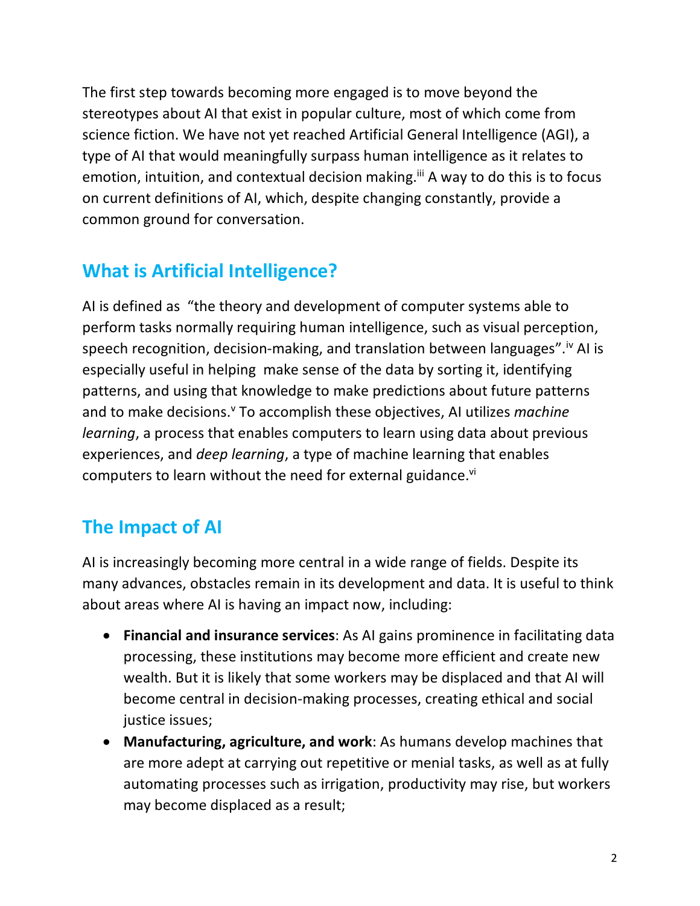The first step towards becoming more engaged is to move beyond the stereotypes about AI that exist in popular culture, most of which come from science fiction. We have not yet reached Artificial General Intelligence (AGI), a type of AI that would meaningfully surpass human intelligence as it relates to emotion, intuition, and contextual decision making.[iii] A way to do this is to focus on current definitions of AI, which, despite changing constantly, provide a common ground for conversation.

## What is Artificial Intelligence?

AI is defined as "the theory and development of computer systems able to perform tasks normally requiring human intelligence, such as visual perception, speech recognition, decision-making, and translation between languages".[iv] AI is especially useful in helping make sense of the data by sorting it, identifying patterns, and using that knowledge to make predictions about future patterns and to make decisions.[v] To accomplish these objectives, AI utilizes *machine learning*, a process that enables computers to learn using data about previous experiences, and *deep learning*, a type of machine learning that enables computers to learn without the need for external guidance.[vi]

## The Impact of AI

AI is increasingly becoming more central in a wide range of fields. Despite its many advances, obstacles remain in its development and data. It is useful to think about areas where AI is having an impact now, including:

- **Financial and insurance services**: As AI gains prominence in facilitating data processing, these institutions may become more efficient and create new wealth. But it is likely that some workers may be displaced and that AI will become central in decision-making processes, creating ethical and social justice issues;
- **Manufacturing, agriculture, and work**: As humans develop machines that are more adept at carrying out repetitive or menial tasks, as well as at fully automating processes such as irrigation, productivity may rise, but workers may become displaced as a result;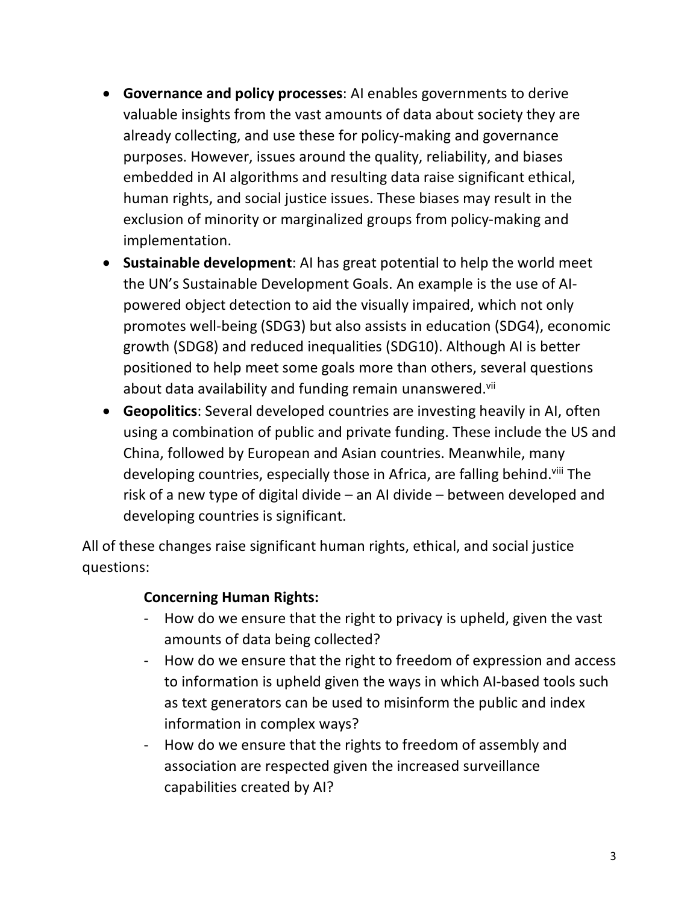- **Governance and policy processes**: AI enables governments to derive valuable insights from the vast amounts of data about society they are already collecting, and use these for policy-making and governance purposes. However, issues around the quality, reliability, and biases embedded in AI algorithms and resulting data raise significant ethical, human rights, and social justice issues. These biases may result in the exclusion of minority or marginalized groups from policy-making and implementation.
- **Sustainable development**: AI has great potential to help the world meet the UN's Sustainable Development Goals. An example is the use of AI-powered object detection to aid the visually impaired, which not only promotes well-being (SDG3) but also assists in education (SDG4), economic growth (SDG8) and reduced inequalities (SDG10). Although AI is better positioned to help meet some goals more than others, several questions about data availability and funding remain unanswered.[vii]
- **Geopolitics**: Several developed countries are investing heavily in AI, often using a combination of public and private funding. These include the US and China, followed by European and Asian countries. Meanwhile, many developing countries, especially those in Africa, are falling behind.[viii] The risk of a new type of digital divide – an AI divide – between developed and developing countries is significant.

All of these changes raise significant human rights, ethical, and social justice questions:

**Concerning Human Rights:**

- How do we ensure that the right to privacy is upheld, given the vast amounts of data being collected?
- How do we ensure that the right to freedom of expression and access to information is upheld given the ways in which AI-based tools such as text generators can be used to misinform the public and index information in complex ways?
- How do we ensure that the rights to freedom of assembly and association are respected given the increased surveillance capabilities created by AI?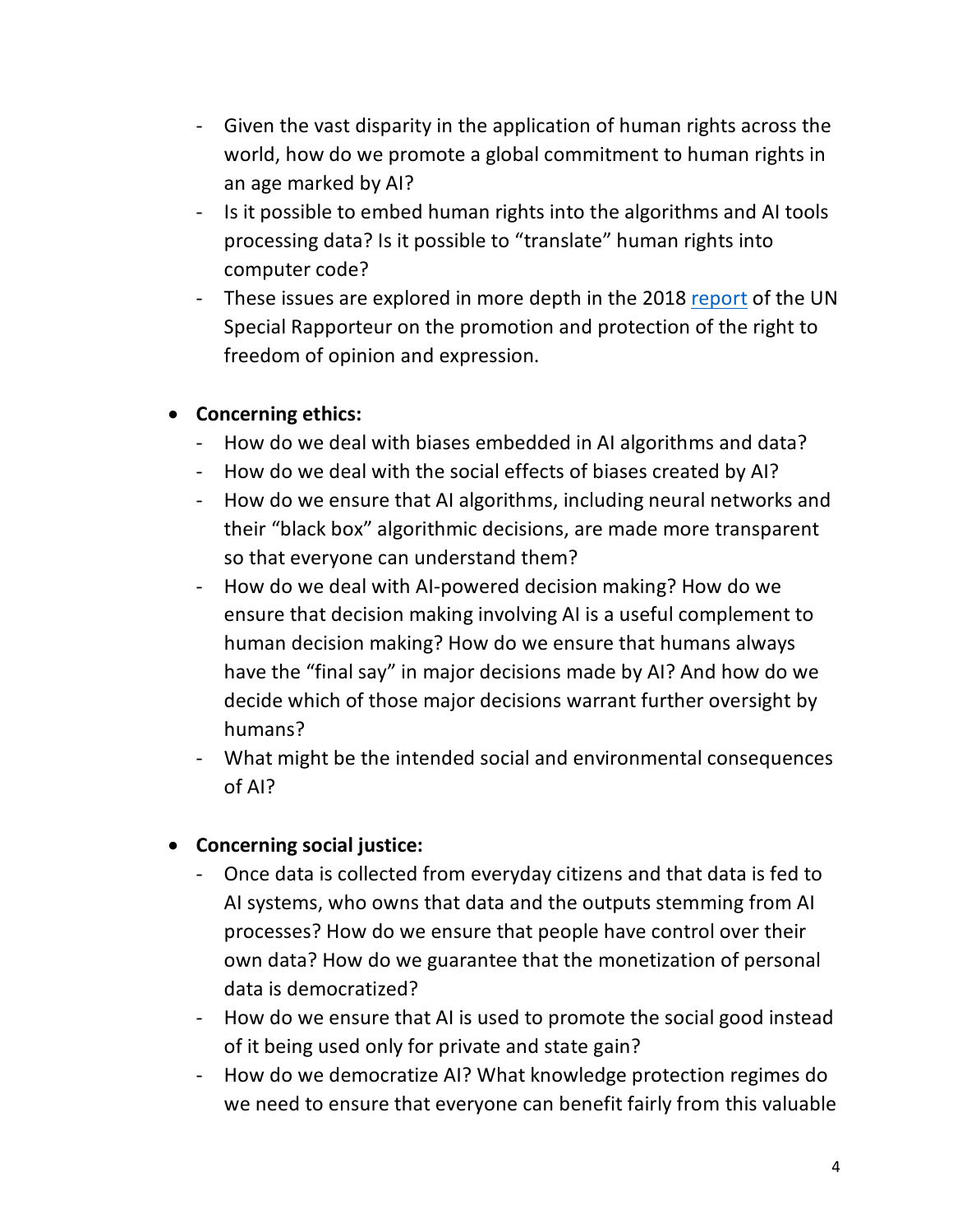- Given the vast disparity in the application of human rights across the world, how do we promote a global commitment to human rights in an age marked by AI?
- Is it possible to embed human rights into the algorithms and AI tools processing data? Is it possible to "translate" human rights into computer code?
- These issues are explored in more depth in the 2018 report of the UN Special Rapporteur on the promotion and protection of the right to freedom of opinion and expression.

- **Concerning ethics:**
  - How do we deal with biases embedded in AI algorithms and data?
  - How do we deal with the social effects of biases created by AI?
  - How do we ensure that AI algorithms, including neural networks and their "black box" algorithmic decisions, are made more transparent so that everyone can understand them?
  - How do we deal with AI-powered decision making? How do we ensure that decision making involving AI is a useful complement to human decision making? How do we ensure that humans always have the "final say" in major decisions made by AI? And how do we decide which of those major decisions warrant further oversight by humans?
  - What might be the intended social and environmental consequences of AI?

- **Concerning social justice:**
  - Once data is collected from everyday citizens and that data is fed to AI systems, who owns that data and the outputs stemming from AI processes? How do we ensure that people have control over their own data? How do we guarantee that the monetization of personal data is democratized?
  - How do we ensure that AI is used to promote the social good instead of it being used only for private and state gain?
  - How do we democratize AI? What knowledge protection regimes do we need to ensure that everyone can benefit fairly from this valuable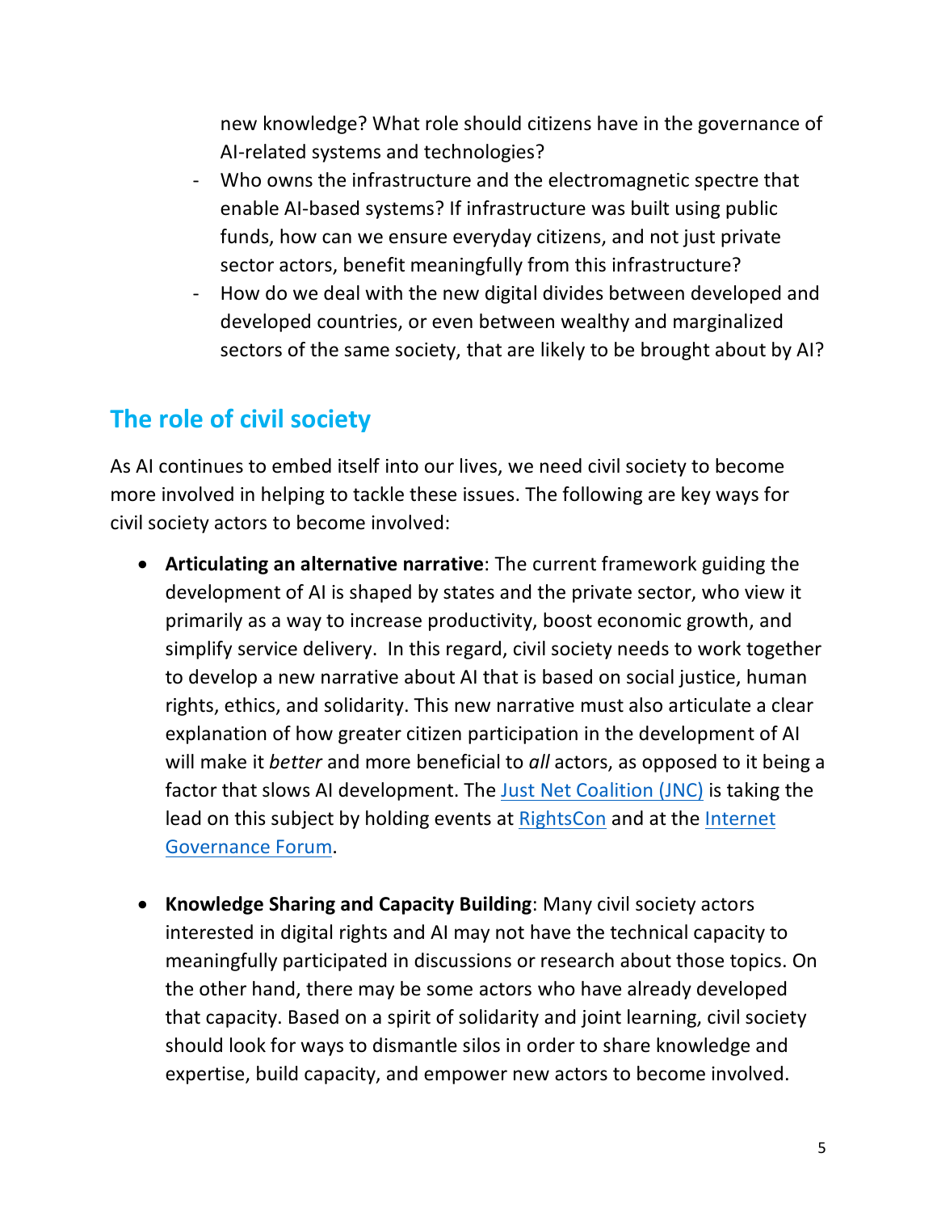new knowledge? What role should citizens have in the governance of AI-related systems and technologies?

- Who owns the infrastructure and the electromagnetic spectre that enable AI-based systems? If infrastructure was built using public funds, how can we ensure everyday citizens, and not just private sector actors, benefit meaningfully from this infrastructure?
- How do we deal with the new digital divides between developed and developed countries, or even between wealthy and marginalized sectors of the same society, that are likely to be brought about by AI?

## The role of civil society

As AI continues to embed itself into our lives, we need civil society to become more involved in helping to tackle these issues. The following are key ways for civil society actors to become involved:

- **Articulating an alternative narrative**: The current framework guiding the development of AI is shaped by states and the private sector, who view it primarily as a way to increase productivity, boost economic growth, and simplify service delivery. In this regard, civil society needs to work together to develop a new narrative about AI that is based on social justice, human rights, ethics, and solidarity. This new narrative must also articulate a clear explanation of how greater citizen participation in the development of AI will make it *better* and more beneficial to *all* actors, as opposed to it being a factor that slows AI development. The Just Net Coalition (JNC) is taking the lead on this subject by holding events at RightsCon and at the Internet Governance Forum.

- **Knowledge Sharing and Capacity Building**: Many civil society actors interested in digital rights and AI may not have the technical capacity to meaningfully participated in discussions or research about those topics. On the other hand, there may be some actors who have already developed that capacity. Based on a spirit of solidarity and joint learning, civil society should look for ways to dismantle silos in order to share knowledge and expertise, build capacity, and empower new actors to become involved.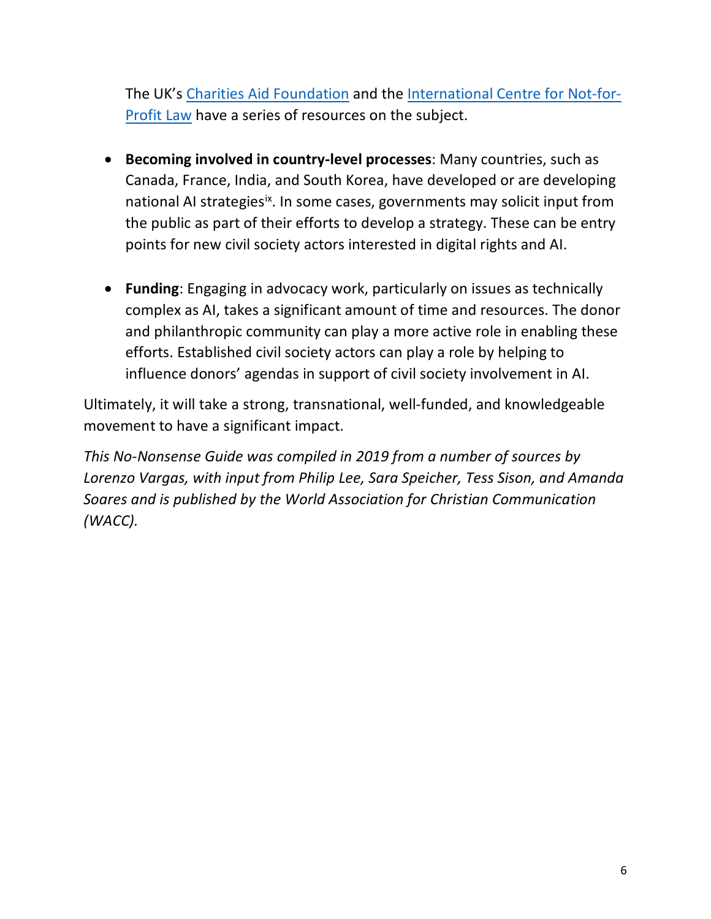The UK's [Charities Aid Foundation] and the [International Centre for Not-for-Profit Law] have a series of resources on the subject.

- **Becoming involved in country-level processes**: Many countries, such as Canada, France, India, and South Korea, have developed or are developing national AI strategies[ix]. In some cases, governments may solicit input from the public as part of their efforts to develop a strategy. These can be entry points for new civil society actors interested in digital rights and AI.

- **Funding**: Engaging in advocacy work, particularly on issues as technically complex as AI, takes a significant amount of time and resources. The donor and philanthropic community can play a more active role in enabling these efforts. Established civil society actors can play a role by helping to influence donors' agendas in support of civil society involvement in AI.

Ultimately, it will take a strong, transnational, well-funded, and knowledgeable movement to have a significant impact.

*This No-Nonsense Guide was compiled in 2019 from a number of sources by Lorenzo Vargas, with input from Philip Lee, Sara Speicher, Tess Sison, and Amanda Soares and is published by the World Association for Christian Communication (WACC).*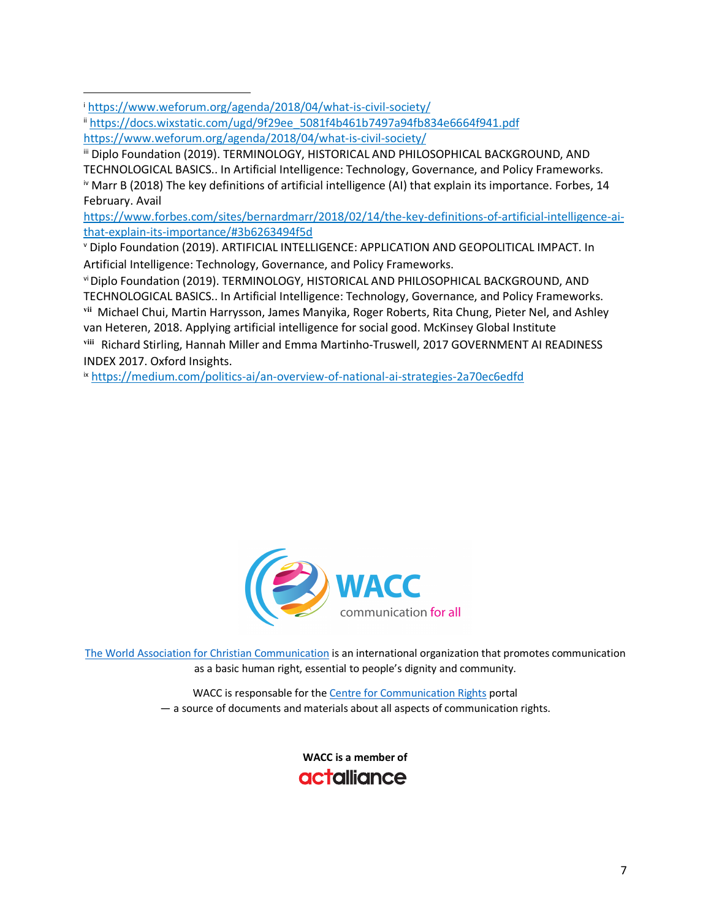[i] https://www.weforum.org/agenda/2018/04/what-is-civil-society/

[ii] https://docs.wixstatic.com/ugd/9f29ee_5081f4b461b7497a94fb834e6664f941.pdf
https://www.weforum.org/agenda/2018/04/what-is-civil-society/

[iii] Diplo Foundation (2019). TERMINOLOGY, HISTORICAL AND PHILOSOPHICAL BACKGROUND, AND TECHNOLOGICAL BASICS.. In Artificial Intelligence: Technology, Governance, and Policy Frameworks.

[iv] Marr B (2018) The key definitions of artificial intelligence (AI) that explain its importance. Forbes, 14 February. Avail
https://www.forbes.com/sites/bernardmarr/2018/02/14/the-key-definitions-of-artificial-intelligence-ai-that-explain-its-importance/#3b6263494f5d

[v] Diplo Foundation (2019). ARTIFICIAL INTELLIGENCE: APPLICATION AND GEOPOLITICAL IMPACT. In Artificial Intelligence: Technology, Governance, and Policy Frameworks.

[vi] Diplo Foundation (2019). TERMINOLOGY, HISTORICAL AND PHILOSOPHICAL BACKGROUND, AND TECHNOLOGICAL BASICS.. In Artificial Intelligence: Technology, Governance, and Policy Frameworks.

[vii] Michael Chui, Martin Harrysson, James Manyika, Roger Roberts, Rita Chung, Pieter Nel, and Ashley van Heteren, 2018. Applying artificial intelligence for social good. McKinsey Global Institute

[viii] Richard Stirling, Hannah Miller and Emma Martinho-Truswell, 2017 GOVERNMENT AI READINESS INDEX 2017. Oxford Insights.

[ix] https://medium.com/politics-ai/an-overview-of-national-ai-strategies-2a70ec6edfd

WACC
communication for all

The World Association for Christian Communication is an international organization that promotes communication as a basic human right, essential to people's dignity and community.

WACC is responsable for the Centre for Communication Rights portal
— a source of documents and materials about all aspects of communication rights.

**WACC is a member of**
actalliance